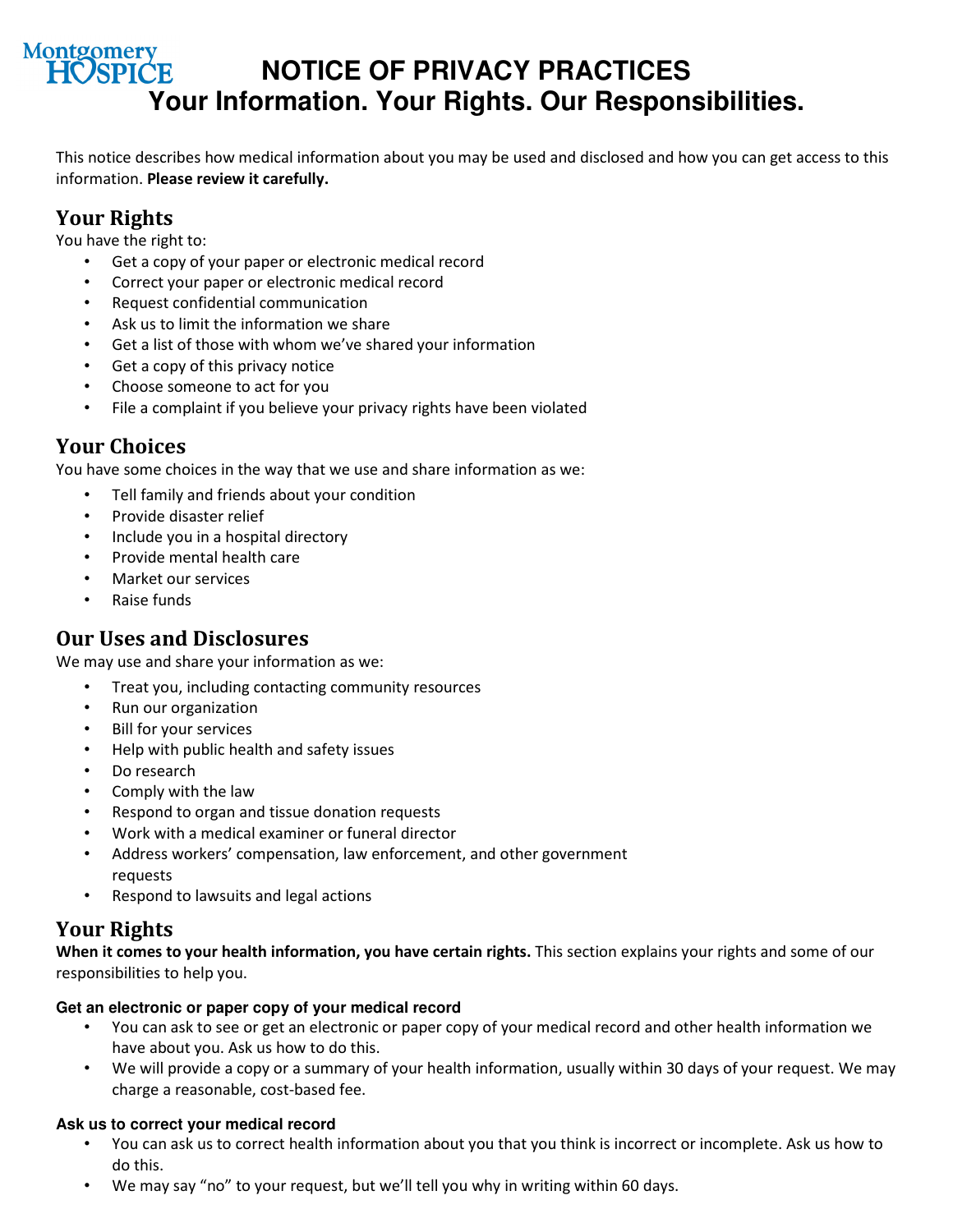Montgomery HOSPICE

# NOTICE OF PRIVACY PRACTICES
# Your Information. Your Rights. Our Responsibilities.

This notice describes how medical information about you may be used and disclosed and how you can get access to this information. **Please review it carefully.**

## Your Rights

You have the right to:

- Get a copy of your paper or electronic medical record
- Correct your paper or electronic medical record
- Request confidential communication
- Ask us to limit the information we share
- Get a list of those with whom we've shared your information
- Get a copy of this privacy notice
- Choose someone to act for you
- File a complaint if you believe your privacy rights have been violated

## Your Choices

You have some choices in the way that we use and share information as we:

- Tell family and friends about your condition
- Provide disaster relief
- Include you in a hospital directory
- Provide mental health care
- Market our services
- Raise funds

## Our Uses and Disclosures

We may use and share your information as we:

- Treat you, including contacting community resources
- Run our organization
- Bill for your services
- Help with public health and safety issues
- Do research
- Comply with the law
- Respond to organ and tissue donation requests
- Work with a medical examiner or funeral director
- Address workers' compensation, law enforcement, and other government requests
- Respond to lawsuits and legal actions

## Your Rights

**When it comes to your health information, you have certain rights.** This section explains your rights and some of our responsibilities to help you.

### Get an electronic or paper copy of your medical record

- You can ask to see or get an electronic or paper copy of your medical record and other health information we have about you. Ask us how to do this.
- We will provide a copy or a summary of your health information, usually within 30 days of your request. We may charge a reasonable, cost-based fee.

### Ask us to correct your medical record

- You can ask us to correct health information about you that you think is incorrect or incomplete. Ask us how to do this.
- We may say "no" to your request, but we'll tell you why in writing within 60 days.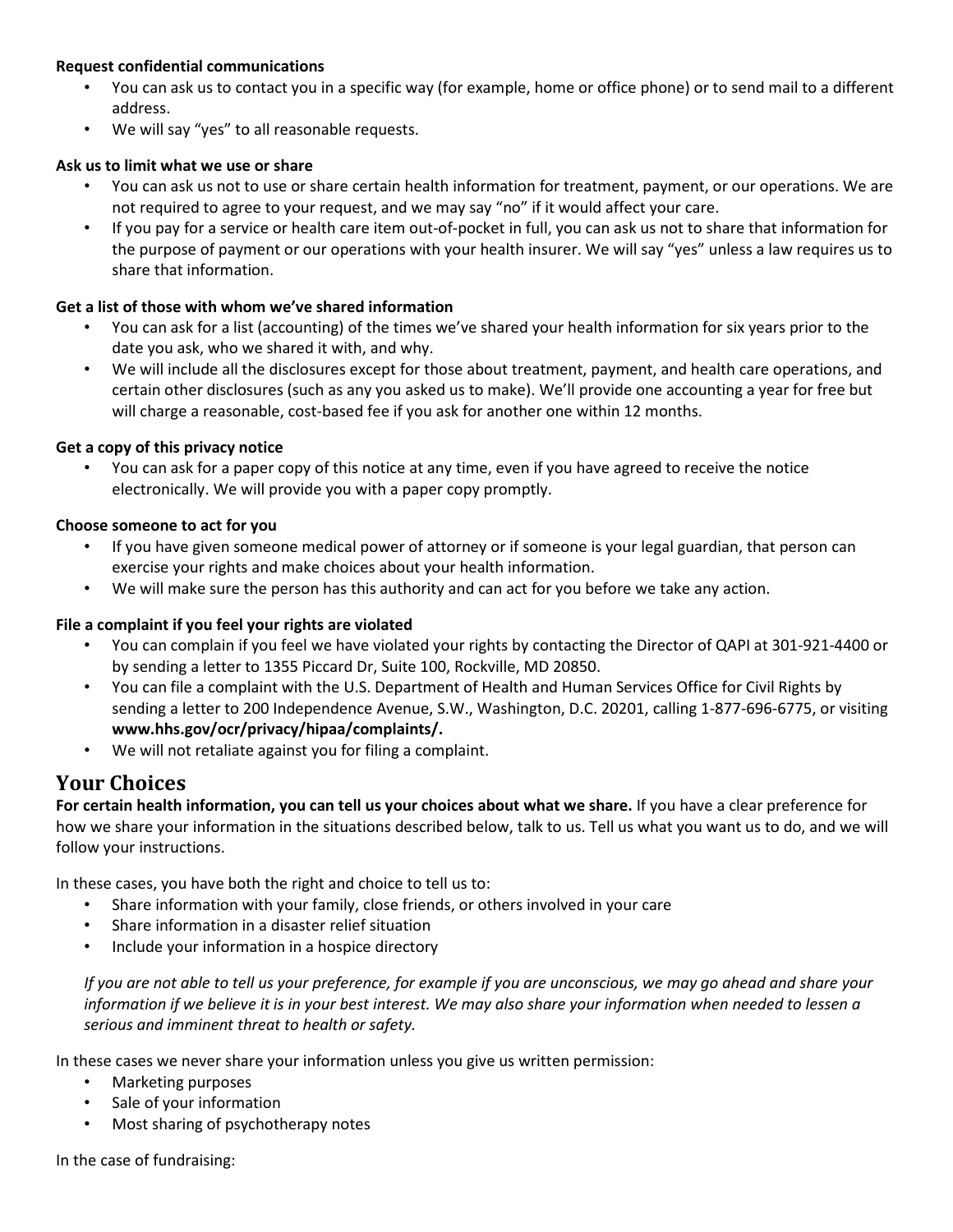**Request confidential communications**

- You can ask us to contact you in a specific way (for example, home or office phone) or to send mail to a different address.
- We will say "yes" to all reasonable requests.

**Ask us to limit what we use or share**

- You can ask us not to use or share certain health information for treatment, payment, or our operations. We are not required to agree to your request, and we may say "no" if it would affect your care.
- If you pay for a service or health care item out-of-pocket in full, you can ask us not to share that information for the purpose of payment or our operations with your health insurer. We will say "yes" unless a law requires us to share that information.

**Get a list of those with whom we've shared information**

- You can ask for a list (accounting) of the times we've shared your health information for six years prior to the date you ask, who we shared it with, and why.
- We will include all the disclosures except for those about treatment, payment, and health care operations, and certain other disclosures (such as any you asked us to make). We'll provide one accounting a year for free but will charge a reasonable, cost-based fee if you ask for another one within 12 months.

**Get a copy of this privacy notice**

- You can ask for a paper copy of this notice at any time, even if you have agreed to receive the notice electronically. We will provide you with a paper copy promptly.

**Choose someone to act for you**

- If you have given someone medical power of attorney or if someone is your legal guardian, that person can exercise your rights and make choices about your health information.
- We will make sure the person has this authority and can act for you before we take any action.

**File a complaint if you feel your rights are violated**

- You can complain if you feel we have violated your rights by contacting the Director of QAPI at 301-921-4400 or by sending a letter to 1355 Piccard Dr, Suite 100, Rockville, MD 20850.
- You can file a complaint with the U.S. Department of Health and Human Services Office for Civil Rights by sending a letter to 200 Independence Avenue, S.W., Washington, D.C. 20201, calling 1-877-696-6775, or visiting **www.hhs.gov/ocr/privacy/hipaa/complaints/.**
- We will not retaliate against you for filing a complaint.

## Your Choices

**For certain health information, you can tell us your choices about what we share.** If you have a clear preference for how we share your information in the situations described below, talk to us. Tell us what you want us to do, and we will follow your instructions.

In these cases, you have both the right and choice to tell us to:

- Share information with your family, close friends, or others involved in your care
- Share information in a disaster relief situation
- Include your information in a hospice directory

*If you are not able to tell us your preference, for example if you are unconscious, we may go ahead and share your information if we believe it is in your best interest. We may also share your information when needed to lessen a serious and imminent threat to health or safety.*

In these cases we never share your information unless you give us written permission:

- Marketing purposes
- Sale of your information
- Most sharing of psychotherapy notes

In the case of fundraising: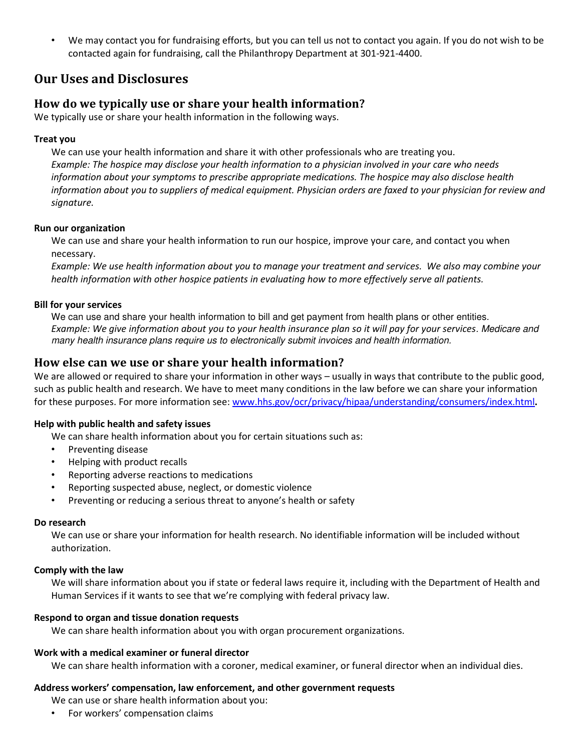- We may contact you for fundraising efforts, but you can tell us not to contact you again. If you do not wish to be contacted again for fundraising, call the Philanthropy Department at 301-921-4400.

## Our Uses and Disclosures

### How do we typically use or share your health information?

We typically use or share your health information in the following ways.

**Treat you**

We can use your health information and share it with other professionals who are treating you.
*Example: The hospice may disclose your health information to a physician involved in your care who needs information about your symptoms to prescribe appropriate medications. The hospice may also disclose health information about you to suppliers of medical equipment. Physician orders are faxed to your physician for review and signature.*

**Run our organization**

We can use and share your health information to run our hospice, improve your care, and contact you when necessary.
*Example: We use health information about you to manage your treatment and services. We also may combine your health information with other hospice patients in evaluating how to more effectively serve all patients.*

**Bill for your services**

We can use and share your health information to bill and get payment from health plans or other entities.
*Example: We give information about you to your health insurance plan so it will pay for your services. Medicare and many health insurance plans require us to electronically submit invoices and health information.*

### How else can we use or share your health information?

We are allowed or required to share your information in other ways – usually in ways that contribute to the public good, such as public health and research. We have to meet many conditions in the law before we can share your information for these purposes. For more information see: www.hhs.gov/ocr/privacy/hipaa/understanding/consumers/index.html**.**

**Help with public health and safety issues**

We can share health information about you for certain situations such as:

- Preventing disease
- Helping with product recalls
- Reporting adverse reactions to medications
- Reporting suspected abuse, neglect, or domestic violence
- Preventing or reducing a serious threat to anyone's health or safety

**Do research**

We can use or share your information for health research. No identifiable information will be included without authorization.

**Comply with the law**

We will share information about you if state or federal laws require it, including with the Department of Health and Human Services if it wants to see that we're complying with federal privacy law.

**Respond to organ and tissue donation requests**

We can share health information about you with organ procurement organizations.

**Work with a medical examiner or funeral director**

We can share health information with a coroner, medical examiner, or funeral director when an individual dies.

**Address workers' compensation, law enforcement, and other government requests**

We can use or share health information about you:

- For workers' compensation claims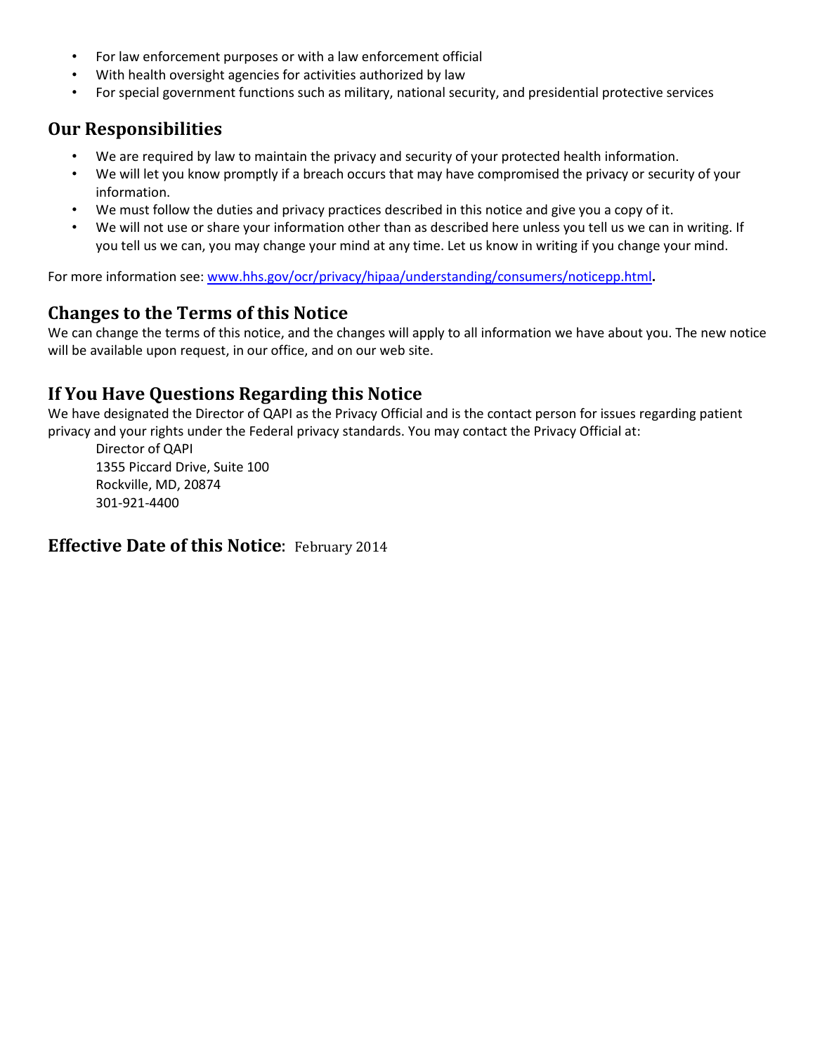- For law enforcement purposes or with a law enforcement official
- With health oversight agencies for activities authorized by law
- For special government functions such as military, national security, and presidential protective services

## Our Responsibilities

- We are required by law to maintain the privacy and security of your protected health information.
- We will let you know promptly if a breach occurs that may have compromised the privacy or security of your information.
- We must follow the duties and privacy practices described in this notice and give you a copy of it.
- We will not use or share your information other than as described here unless you tell us we can in writing. If you tell us we can, you may change your mind at any time. Let us know in writing if you change your mind.

For more information see: www.hhs.gov/ocr/privacy/hipaa/understanding/consumers/noticepp.html**.**

## Changes to the Terms of this Notice

We can change the terms of this notice, and the changes will apply to all information we have about you. The new notice will be available upon request, in our office, and on our web site.

## If You Have Questions Regarding this Notice

We have designated the Director of QAPI as the Privacy Official and is the contact person for issues regarding patient privacy and your rights under the Federal privacy standards. You may contact the Privacy Official at:

Director of QAPI
1355 Piccard Drive, Suite 100
Rockville, MD, 20874
301-921-4400

## Effective Date of this Notice: February 2014